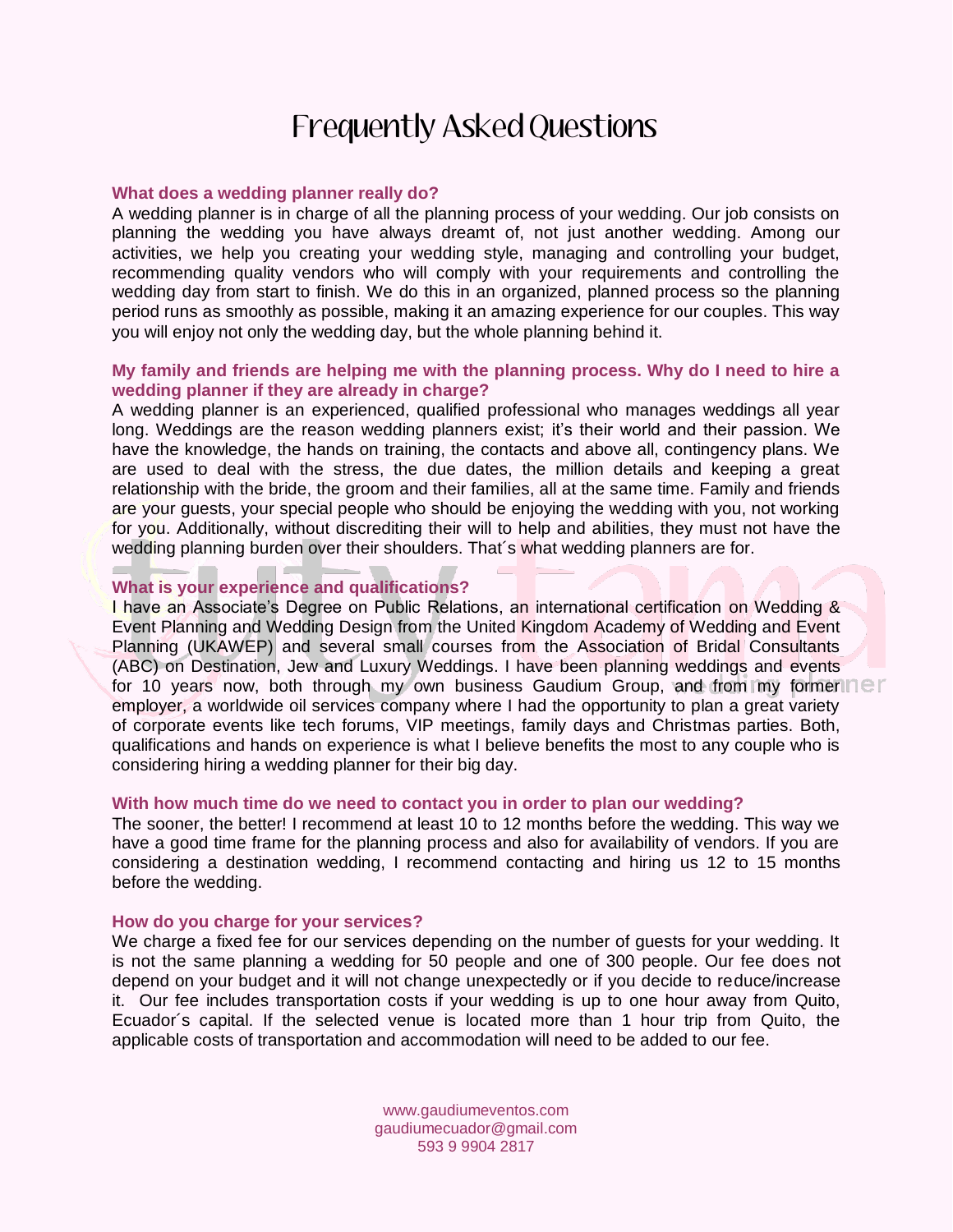# Frequently Asked Questions

### What does a wedding planner really do?

A wedding planner is in charge of all the planning process of your wedding. Our job consists on planning the wedding you have always dreamt of, not just another wedding. Among our activities, we help you creating your wedding style, managing and controlling your budget, recommending quality vendors who will comply with your requirements and controlling the wedding day from start to finish. We do this in an organized, planned process so the planning period runs as smoothly as possible, making it an amazing experience for our couples. This way you will enjoy not only the wedding day, but the whole planning behind it.

### My family and friends are helping me with the planning process. Why do I need to hire a wedding planner if they are already in charge?

A wedding planner is an experienced, qualified professional who manages weddings all year long. Weddings are the reason wedding planners exist; it's their world and their passion. We have the knowledge, the hands on training, the contacts and above all, contingency plans. We are used to deal with the stress, the due dates, the million details and keeping a great relationship with the bride, the groom and their families, all at the same time. Family and friends are your guests, your special people who should be enjoying the wedding with you, not working for you. Additionally, without discrediting their will to help and abilities, they must not have the wedding planning burden over their shoulders. That´s what wedding planners are for.

### What is your experience and qualifications?

I have an Associate's Degree on Public Relations, an international certification on Wedding & Event Planning and Wedding Design from the United Kingdom Academy of Wedding and Event Planning (UKAWEP) and several small courses from the Association of Bridal Consultants (ABC) on Destination, Jew and Luxury Weddings. I have been planning weddings and events for 10 years now, both through my own business Gaudium Group, and from my former employer, a worldwide oil services company where I had the opportunity to plan a great variety of corporate events like tech forums, VIP meetings, family days and Christmas parties. Both, qualifications and hands on experience is what I believe benefits the most to any couple who is considering hiring a wedding planner for their big day.

### With how much time do we need to contact you in order to plan our wedding?

The sooner, the better! I recommend at least 10 to 12 months before the wedding. This way we have a good time frame for the planning process and also for availability of vendors. If you are considering a destination wedding, I recommend contacting and hiring us 12 to 15 months before the wedding.

### How do you charge for your services?

We charge a fixed fee for our services depending on the number of guests for your wedding. It is not the same planning a wedding for 50 people and one of 300 people. Our fee does not depend on your budget and it will not change unexpectedly or if you decide to reduce/increase it. Our fee includes transportation costs if your wedding is up to one hour away from Quito, Ecuador´s capital. If the selected venue is located more than 1 hour trip from Quito, the applicable costs of transportation and accommodation will need to be added to our fee.

www.gaudiumeventos.com
gaudiumecuador@gmail.com
593 9 9904 2817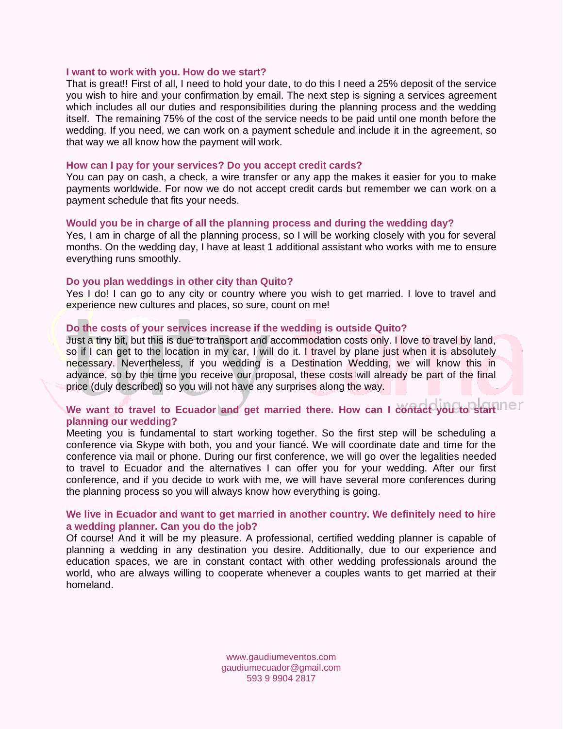**I want to work with you. How do we start?**

That is great!! First of all, I need to hold your date, to do this I need a 25% deposit of the service you wish to hire and your confirmation by email. The next step is signing a services agreement which includes all our duties and responsibilities during the planning process and the wedding itself. The remaining 75% of the cost of the service needs to be paid until one month before the wedding. If you need, we can work on a payment schedule and include it in the agreement, so that way we all know how the payment will work.

**How can I pay for your services? Do you accept credit cards?**

You can pay on cash, a check, a wire transfer or any app the makes it easier for you to make payments worldwide. For now we do not accept credit cards but remember we can work on a payment schedule that fits your needs.

**Would you be in charge of all the planning process and during the wedding day?**

Yes, I am in charge of all the planning process, so I will be working closely with you for several months. On the wedding day, I have at least 1 additional assistant who works with me to ensure everything runs smoothly.

**Do you plan weddings in other city than Quito?**

Yes I do! I can go to any city or country where you wish to get married. I love to travel and experience new cultures and places, so sure, count on me!

**Do the costs of your services increase if the wedding is outside Quito?**

Just a tiny bit, but this is due to transport and accommodation costs only. I love to travel by land, so if I can get to the location in my car, I will do it. I travel by plane just when it is absolutely necessary. Nevertheless, if you wedding is a Destination Wedding, we will know this in advance, so by the time you receive our proposal, these costs will already be part of the final price (duly described) so you will not have any surprises along the way.

**We want to travel to Ecuador and get married there. How can I contact you to start planning our wedding?**

Meeting you is fundamental to start working together. So the first step will be scheduling a conference via Skype with both, you and your fiancé. We will coordinate date and time for the conference via mail or phone. During our first conference, we will go over the legalities needed to travel to Ecuador and the alternatives I can offer you for your wedding. After our first conference, and if you decide to work with me, we will have several more conferences during the planning process so you will always know how everything is going.

**We live in Ecuador and want to get married in another country. We definitely need to hire a wedding planner. Can you do the job?**

Of course! And it will be my pleasure. A professional, certified wedding planner is capable of planning a wedding in any destination you desire. Additionally, due to our experience and education spaces, we are in constant contact with other wedding professionals around the world, who are always willing to cooperate whenever a couples wants to get married at their homeland.

www.gaudiumeventos.com
gaudiumecuador@gmail.com
593 9 9904 2817